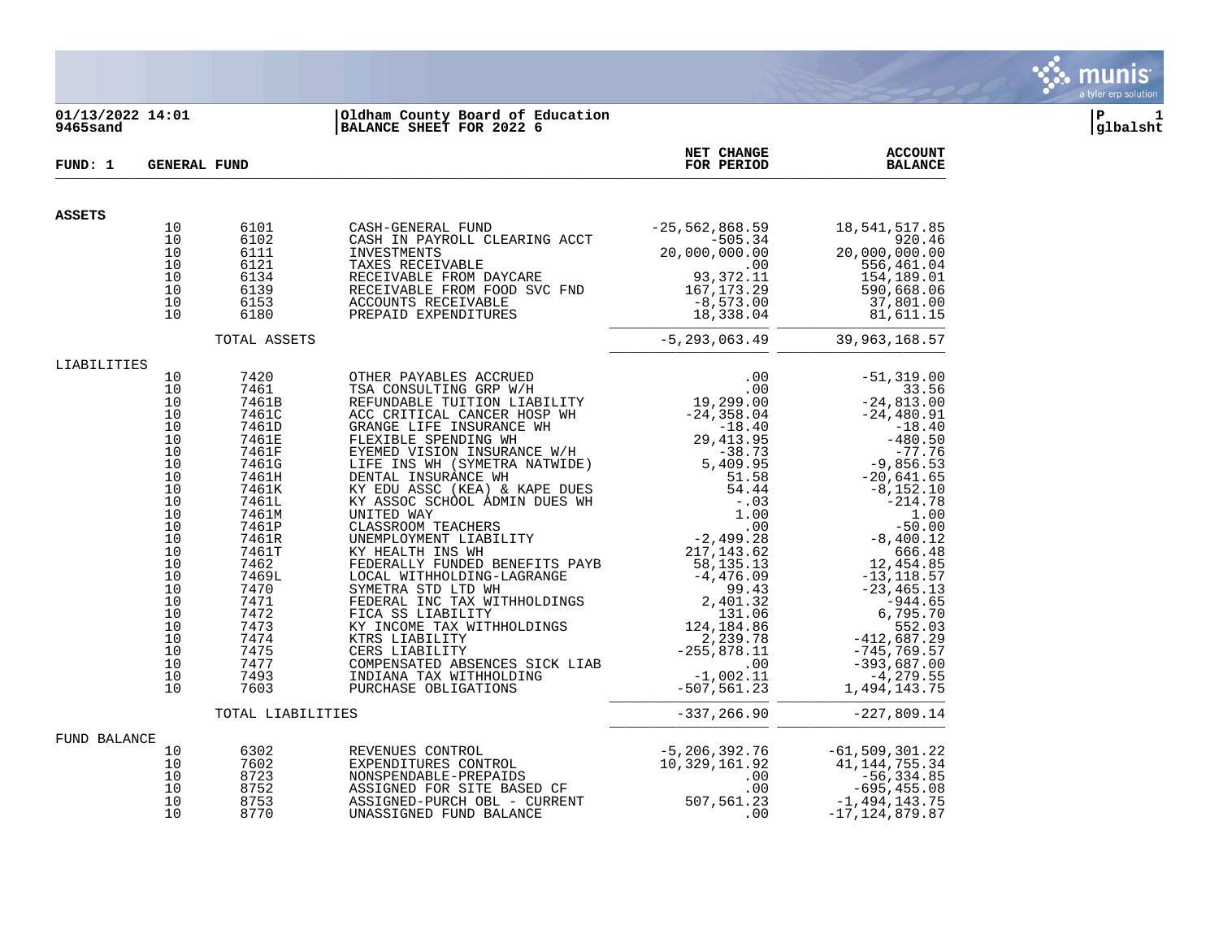**01/13/2022 14:01** | **Oldham County Board of Education**
**9465sand** | **BALANCE SHEET FOR 2022 6**

**P 1**
**glbalsht**

**FUND: 1 GENERAL FUND**

| | | | | NET CHANGE FOR PERIOD | ACCOUNT BALANCE |
|---|---|---|---|---|---|
| **ASSETS** | | | | | |
| | 10 | 6101 | CASH-GENERAL FUND | -25,562,868.59 | 18,541,517.85 |
| | 10 | 6102 | CASH IN PAYROLL CLEARING ACCT | -505.34 | 920.46 |
| | 10 | 6111 | INVESTMENTS | 20,000,000.00 | 20,000,000.00 |
| | 10 | 6121 | TAXES RECEIVABLE | .00 | 556,461.04 |
| | 10 | 6134 | RECEIVABLE FROM DAYCARE | 93,372.11 | 154,189.01 |
| | 10 | 6139 | RECEIVABLE FROM FOOD SVC FND | 167,173.29 | 590,668.06 |
| | 10 | 6153 | ACCOUNTS RECEIVABLE | -8,573.00 | 37,801.00 |
| | 10 | 6180 | PREPAID EXPENDITURES | 18,338.04 | 81,611.15 |
| | | TOTAL ASSETS | | -5,293,063.49 | 39,963,168.57 |
| LIABILITIES | | | | | |
| | 10 | 7420 | OTHER PAYABLES ACCRUED | .00 | -51,319.00 |
| | 10 | 7461 | TSA CONSULTING GRP W/H | .00 | 33.56 |
| | 10 | 7461B | REFUNDABLE TUITION LIABILITY | 19,299.00 | -24,813.00 |
| | 10 | 7461C | ACC CRITICAL CANCER HOSP WH | -24,358.04 | -24,480.91 |
| | 10 | 7461D | GRANGE LIFE INSURANCE WH | -18.40 | -18.40 |
| | 10 | 7461E | FLEXIBLE SPENDING WH | 29,413.95 | -480.50 |
| | 10 | 7461F | EYEMED VISION INSURANCE W/H | -38.73 | -77.76 |
| | 10 | 7461G | LIFE INS WH (SYMETRA NATWIDE) | 5,409.95 | -9,856.53 |
| | 10 | 7461H | DENTAL INSURANCE WH | 51.58 | -20,641.65 |
| | 10 | 7461K | KY EDU ASSC (KEA) & KAPE DUES | 54.44 | -8,152.10 |
| | 10 | 7461L | KY ASSOC SCHOOL ADMIN DUES WH | -.03 | -214.78 |
| | 10 | 7461M | UNITED WAY | 1.00 | 1.00 |
| | 10 | 7461P | CLASSROOM TEACHERS | .00 | -50.00 |
| | 10 | 7461R | UNEMPLOYMENT LIABILITY | -2,499.28 | -8,400.12 |
| | 10 | 7461T | KY HEALTH INS WH | 217,143.62 | 666.48 |
| | 10 | 7462 | FEDERALLY FUNDED BENEFITS PAYB | 58,135.13 | 12,454.85 |
| | 10 | 7469L | LOCAL WITHHOLDING-LAGRANGE | -4,476.09 | -13,118.57 |
| | 10 | 7470 | SYMETRA STD LTD WH | 99.43 | -23,465.13 |
| | 10 | 7471 | FEDERAL INC TAX WITHHOLDINGS | 2,401.32 | -944.65 |
| | 10 | 7472 | FICA SS LIABILITY | 131.06 | 6,795.70 |
| | 10 | 7473 | KY INCOME TAX WITHHOLDINGS | 124,184.86 | 552.03 |
| | 10 | 7474 | KTRS LIABILITY | 2,239.78 | -412,687.29 |
| | 10 | 7475 | CERS LIABILITY | -255,878.11 | -745,769.57 |
| | 10 | 7477 | COMPENSATED ABSENCES SICK LIAB | .00 | -393,687.00 |
| | 10 | 7493 | INDIANA TAX WITHHOLDING | -1,002.11 | -4,279.55 |
| | 10 | 7603 | PURCHASE OBLIGATIONS | -507,561.23 | 1,494,143.75 |
| | | TOTAL LIABILITIES | | -337,266.90 | -227,809.14 |
| FUND BALANCE | | | | | |
| | 10 | 6302 | REVENUES CONTROL | -5,206,392.76 | -61,509,301.22 |
| | 10 | 7602 | EXPENDITURES CONTROL | 10,329,161.92 | 41,144,755.34 |
| | 10 | 8723 | NONSPENDABLE-PREPAIDS | .00 | -56,334.85 |
| | 10 | 8752 | ASSIGNED FOR SITE BASED CF | .00 | -695,455.08 |
| | 10 | 8753 | ASSIGNED-PURCH OBL - CURRENT | 507,561.23 | -1,494,143.75 |
| | 10 | 8770 | UNASSIGNED FUND BALANCE | .00 | -17,124,879.87 |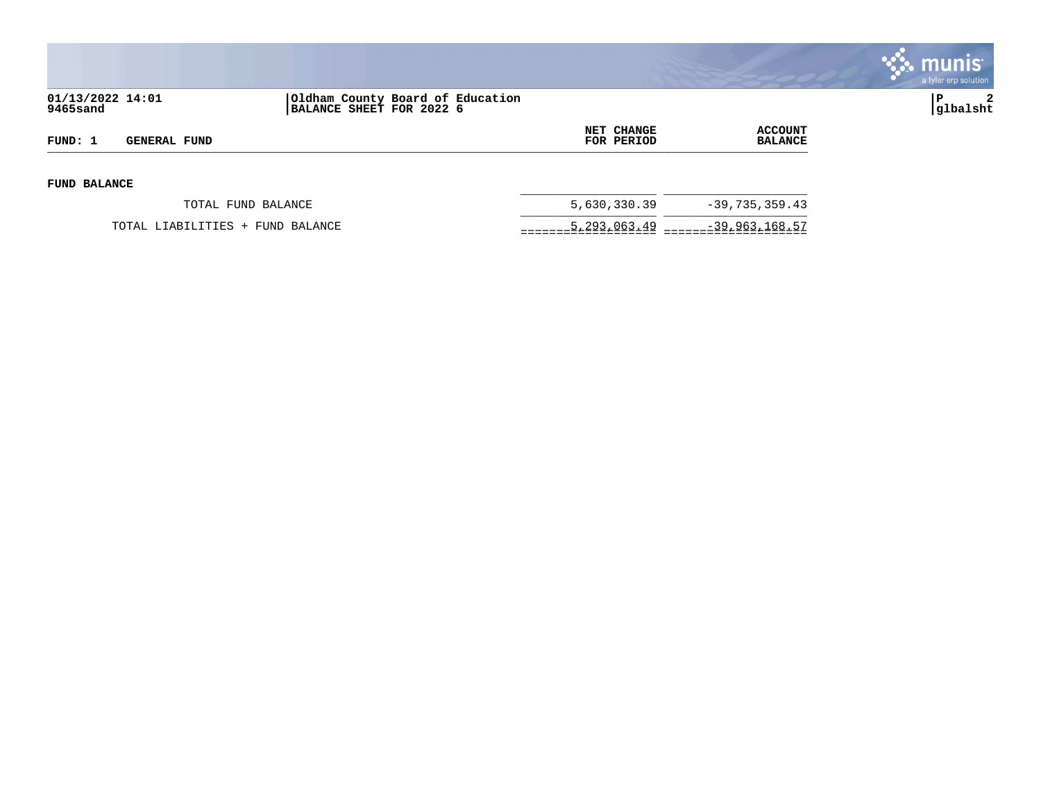01/13/2022 14:01
9465sand

**Oldham County Board of Education**
**BALANCE SHEET FOR 2022 6**

glbalsht

| FUND: 1 GENERAL FUND | NET CHANGE FOR PERIOD | ACCOUNT BALANCE |
|---|---|---|
| **FUND BALANCE** | | |
| TOTAL FUND BALANCE | 5,630,330.39 | -39,735,359.43 |
| TOTAL LIABILITIES + FUND BALANCE | 5,293,063.49 | -39,963,168.57 |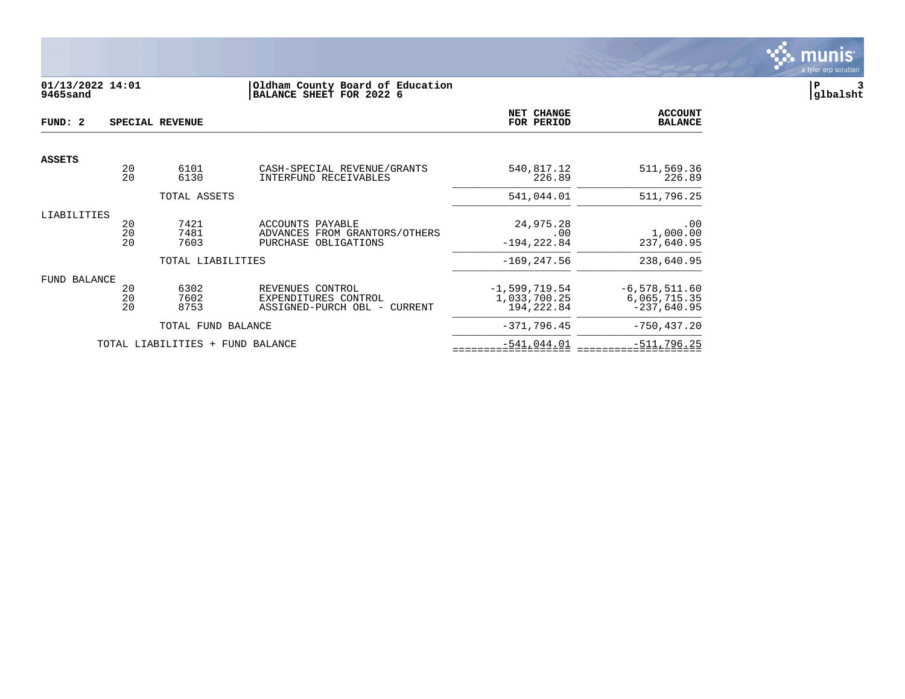01/13/2022 14:01
9465sand

Oldham County Board of Education
BALANCE SHEET FOR 2022 6

glbalsht

**FUND: 2 SPECIAL REVENUE**

| | | | | NET CHANGE FOR PERIOD | ACCOUNT BALANCE |
|---|---|---|---|---|---|
| **ASSETS** | | | | | |
| | 20 | 6101 | CASH-SPECIAL REVENUE/GRANTS | 540,817.12 | 511,569.36 |
| | 20 | 6130 | INTERFUND RECEIVABLES | 226.89 | 226.89 |
| | | TOTAL ASSETS | | 541,044.01 | 511,796.25 |
| LIABILITIES | | | | | |
| | 20 | 7421 | ACCOUNTS PAYABLE | 24,975.28 | .00 |
| | 20 | 7481 | ADVANCES FROM GRANTORS/OTHERS | .00 | 1,000.00 |
| | 20 | 7603 | PURCHASE OBLIGATIONS | -194,222.84 | 237,640.95 |
| | | TOTAL LIABILITIES | | -169,247.56 | 238,640.95 |
| FUND BALANCE | | | | | |
| | 20 | 6302 | REVENUES CONTROL | -1,599,719.54 | -6,578,511.60 |
| | 20 | 7602 | EXPENDITURES CONTROL | 1,033,700.25 | 6,065,715.35 |
| | 20 | 8753 | ASSIGNED-PURCH OBL - CURRENT | 194,222.84 | -237,640.95 |
| | | TOTAL FUND BALANCE | | -371,796.45 | -750,437.20 |
| | TOTAL LIABILITIES + FUND BALANCE | | | -541,044.01 | -511,796.25 |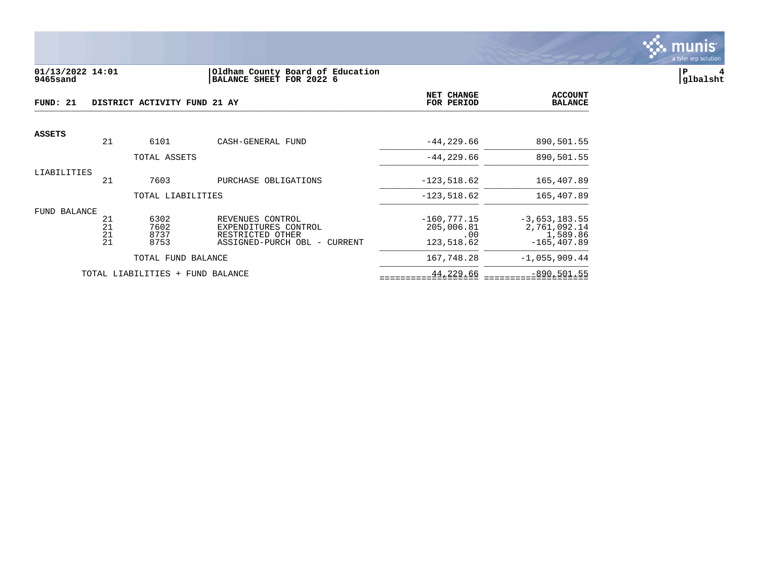01/13/2022 14:01
9465sand

Oldham County Board of Education
BALANCE SHEET FOR 2022 6

glbalsht

## FUND: 21 DISTRICT ACTIVITY FUND 21 AY

| | | | | NET CHANGE FOR PERIOD | ACCOUNT BALANCE |
|---|---|---|---|---|---|
| **ASSETS** | | | | | |
| | 21 | 6101 | CASH-GENERAL FUND | -44,229.66 | 890,501.55 |
| | | TOTAL ASSETS | | -44,229.66 | 890,501.55 |
| LIABILITIES | | | | | |
| | 21 | 7603 | PURCHASE OBLIGATIONS | -123,518.62 | 165,407.89 |
| | | TOTAL LIABILITIES | | -123,518.62 | 165,407.89 |
| FUND BALANCE | | | | | |
| | 21 | 6302 | REVENUES CONTROL | -160,777.15 | -3,653,183.55 |
| | 21 | 7602 | EXPENDITURES CONTROL | 205,006.81 | 2,761,092.14 |
| | 21 | 8737 | RESTRICTED OTHER | .00 | 1,589.86 |
| | 21 | 8753 | ASSIGNED-PURCH OBL - CURRENT | 123,518.62 | -165,407.89 |
| | | TOTAL FUND BALANCE | | 167,748.28 | -1,055,909.44 |
| | TOTAL LIABILITIES + FUND BALANCE | | | 44,229.66 | -890,501.55 |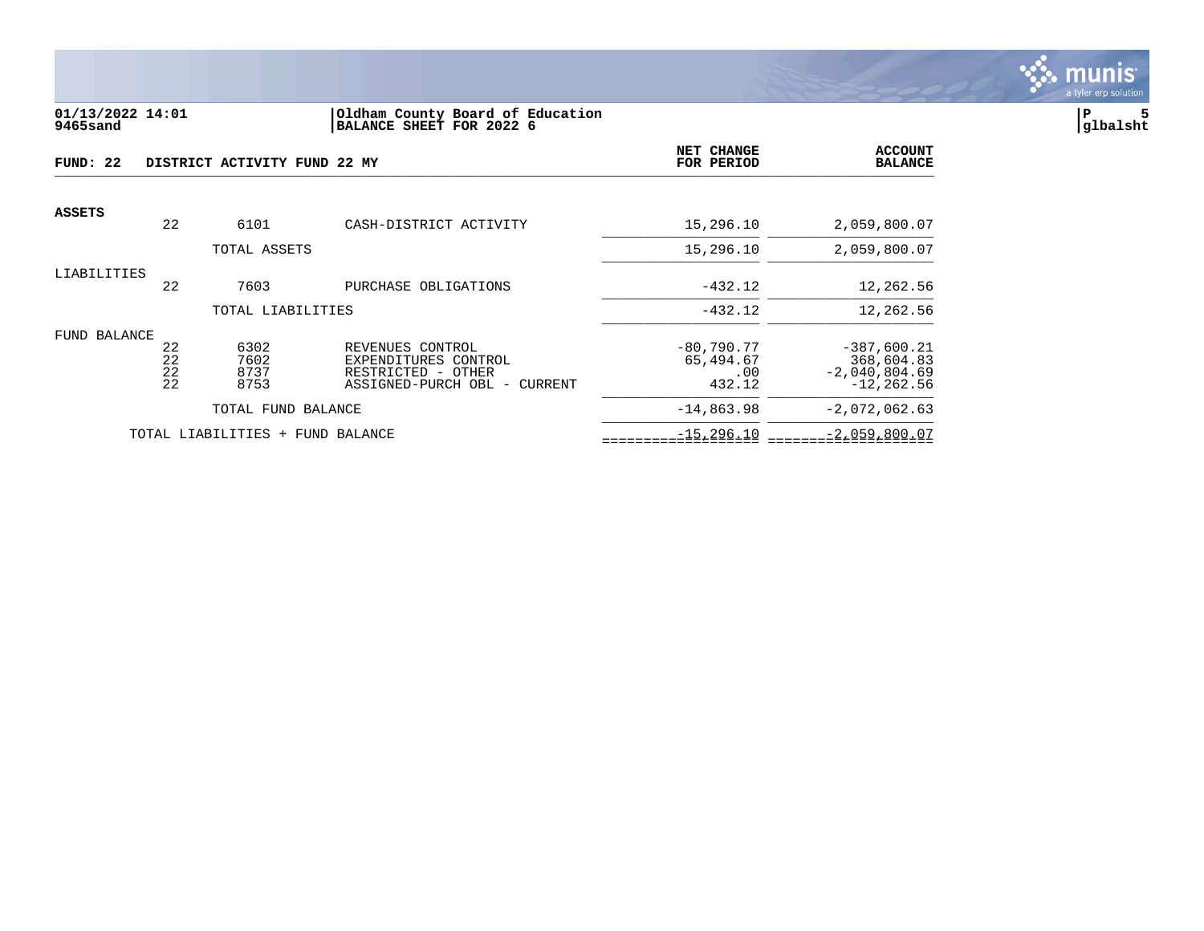01/13/2022 14:01 | Oldham County Board of Education
9465sand | BALANCE SHEET FOR 2022 6

glbalsht

**FUND: 22 DISTRICT ACTIVITY FUND 22 MY**

| | | | | NET CHANGE FOR PERIOD | ACCOUNT BALANCE |
|---|---|---|---|---|---|
| **ASSETS** | | | | | |
| | 22 | 6101 | CASH-DISTRICT ACTIVITY | 15,296.10 | 2,059,800.07 |
| | | TOTAL ASSETS | | 15,296.10 | 2,059,800.07 |
| LIABILITIES | | | | | |
| | 22 | 7603 | PURCHASE OBLIGATIONS | -432.12 | 12,262.56 |
| | | TOTAL LIABILITIES | | -432.12 | 12,262.56 |
| FUND BALANCE | | | | | |
| | 22 | 6302 | REVENUES CONTROL | -80,790.77 | -387,600.21 |
| | 22 | 7602 | EXPENDITURES CONTROL | 65,494.67 | 368,604.83 |
| | 22 | 8737 | RESTRICTED - OTHER | .00 | -2,040,804.69 |
| | 22 | 8753 | ASSIGNED-PURCH OBL - CURRENT | 432.12 | -12,262.56 |
| | | TOTAL FUND BALANCE | | -14,863.98 | -2,072,062.63 |
| | TOTAL LIABILITIES + FUND BALANCE | | | -15,296.10 | -2,059,800.07 |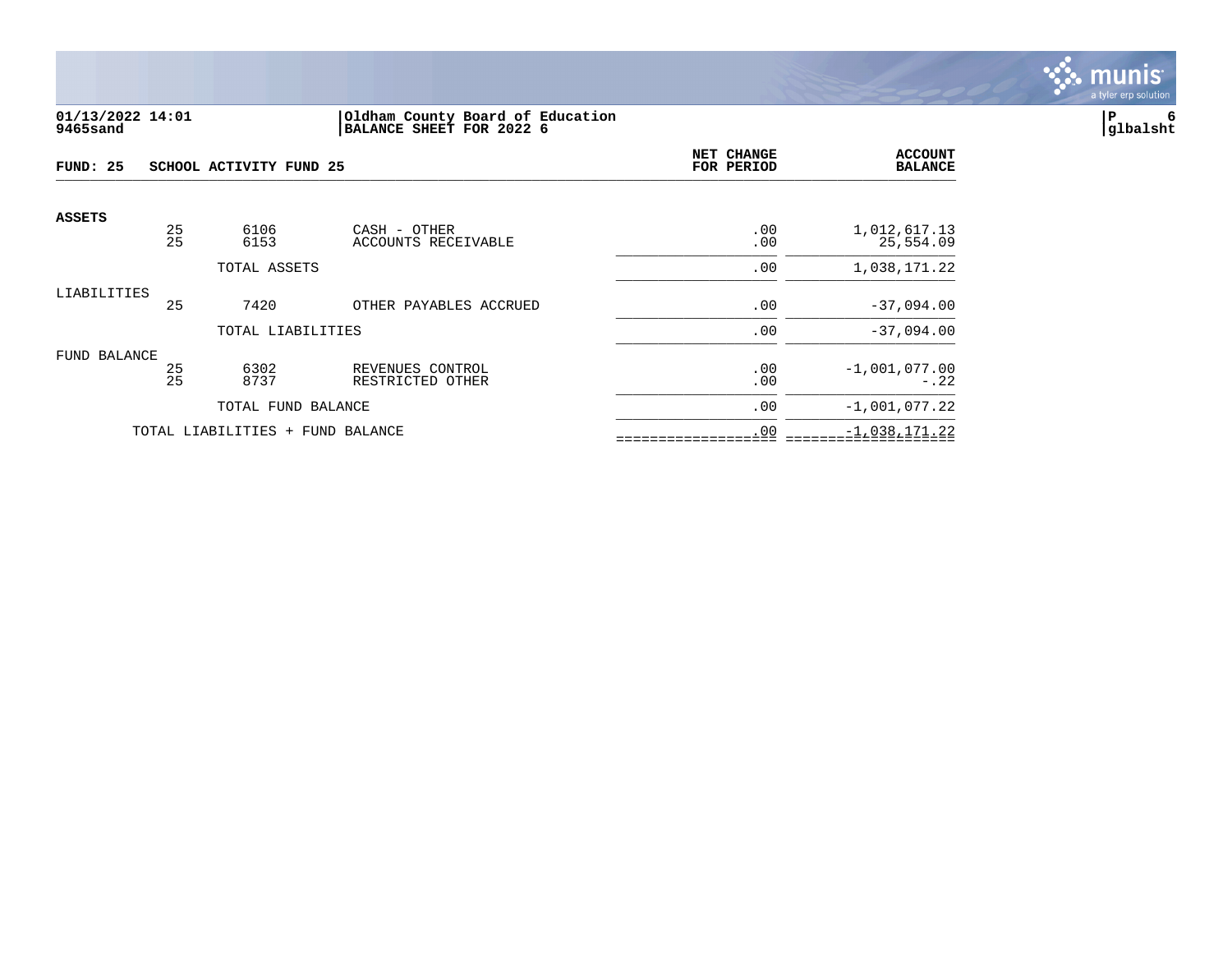01/13/2022 14:01
9465sand

**Oldham County Board of Education**
**BALANCE SHEET FOR 2022 6**

P 6
glbalsht

**FUND: 25 SCHOOL ACTIVITY FUND 25**

| | | | | NET CHANGE FOR PERIOD | ACCOUNT BALANCE |
|---|---|---|---|---|---|
| **ASSETS** | | | | | |
| | 25 | 6106 | CASH - OTHER | .00 | 1,012,617.13 |
| | 25 | 6153 | ACCOUNTS RECEIVABLE | .00 | 25,554.09 |
| | | TOTAL ASSETS | | .00 | 1,038,171.22 |
| LIABILITIES | | | | | |
| | 25 | 7420 | OTHER PAYABLES ACCRUED | .00 | -37,094.00 |
| | | TOTAL LIABILITIES | | .00 | -37,094.00 |
| FUND BALANCE | | | | | |
| | 25 | 6302 | REVENUES CONTROL | .00 | -1,001,077.00 |
| | 25 | 8737 | RESTRICTED OTHER | .00 | -.22 |
| | | TOTAL FUND BALANCE | | .00 | -1,001,077.22 |
| | TOTAL LIABILITIES + FUND BALANCE | | | .00 | -1,038,171.22 |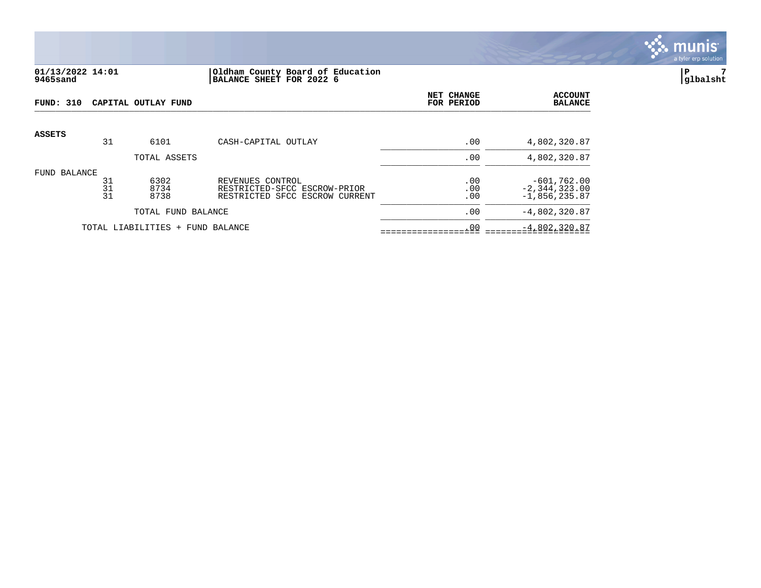**01/13/2022 14:01**
**9465sand**

**Oldham County Board of Education**
**BALANCE SHEET FOR 2022 6**

**P 7**
**glbalsht**

**FUND: 310 CAPITAL OUTLAY FUND**

| | | | | NET CHANGE FOR PERIOD | ACCOUNT BALANCE |
|---|---|---|---|---|---|
| **ASSETS** | | | | | |
| | 31 | 6101 | CASH-CAPITAL OUTLAY | .00 | 4,802,320.87 |
| | | TOTAL ASSETS | | .00 | 4,802,320.87 |
| FUND BALANCE | | | | | |
| | 31 | 6302 | REVENUES CONTROL | .00 | -601,762.00 |
| | 31 | 8734 | RESTRICTED-SFCC ESCROW-PRIOR | .00 | -2,344,323.00 |
| | 31 | 8738 | RESTRICTED SFCC ESCROW CURRENT | .00 | -1,856,235.87 |
| | | TOTAL FUND BALANCE | | .00 | -4,802,320.87 |
| | TOTAL LIABILITIES + FUND BALANCE | | | .00 | -4,802,320.87 |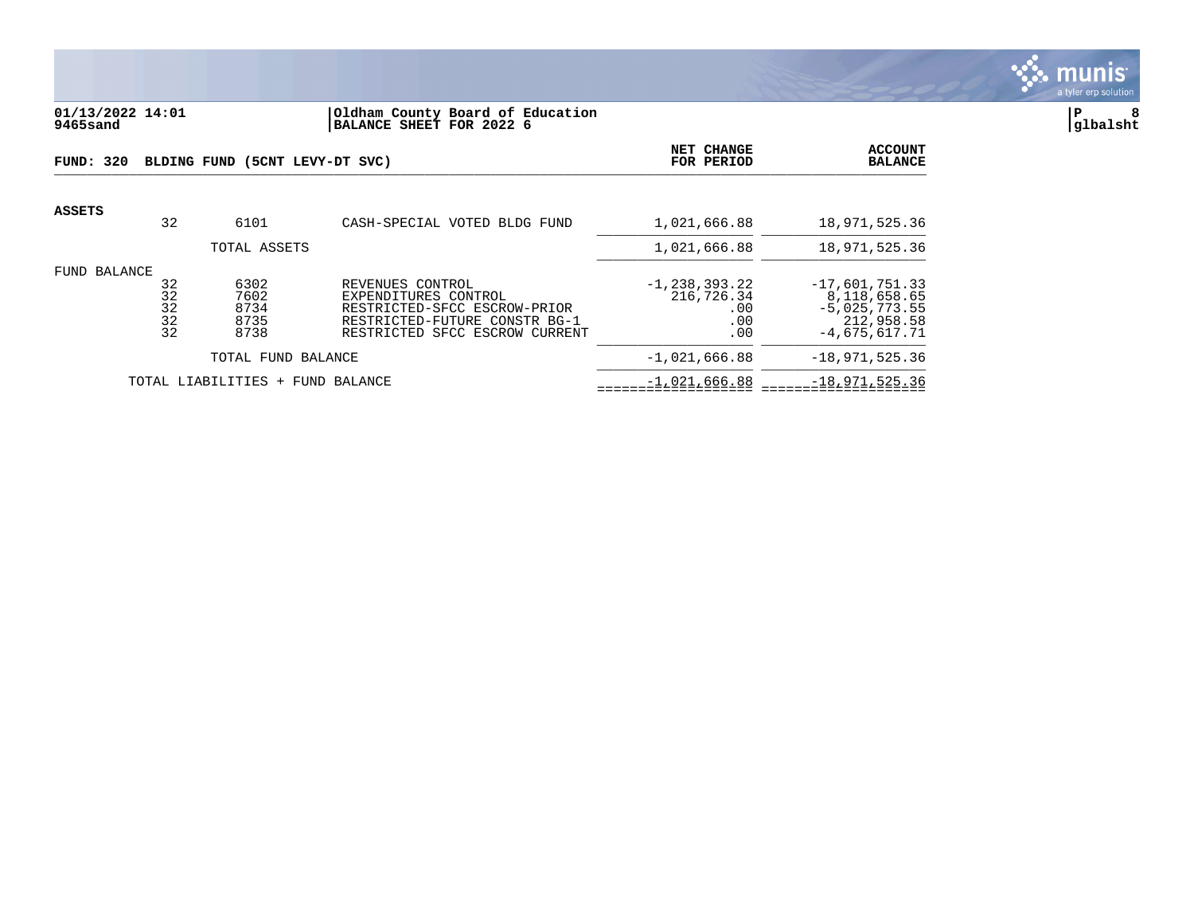01/13/2022 14:01 | Oldham County Board of Education
9465sand | BALANCE SHEET FOR 2022 6

glbalsht

**FUND: 320 BLDING FUND (5CNT LEVY-DT SVC)**

| | | | | NET CHANGE FOR PERIOD | ACCOUNT BALANCE |
|---|---|---|---|---|---|
| **ASSETS** | | | | | |
| | 32 | 6101 | CASH-SPECIAL VOTED BLDG FUND | 1,021,666.88 | 18,971,525.36 |
| | | TOTAL ASSETS | | 1,021,666.88 | 18,971,525.36 |
| FUND BALANCE | | | | | |
| | 32 | 6302 | REVENUES CONTROL | -1,238,393.22 | -17,601,751.33 |
| | 32 | 7602 | EXPENDITURES CONTROL | 216,726.34 | 8,118,658.65 |
| | 32 | 8734 | RESTRICTED-SFCC ESCROW-PRIOR | .00 | -5,025,773.55 |
| | 32 | 8735 | RESTRICTED-FUTURE CONSTR BG-1 | .00 | 212,958.58 |
| | 32 | 8738 | RESTRICTED SFCC ESCROW CURRENT | .00 | -4,675,617.71 |
| | | TOTAL FUND BALANCE | | -1,021,666.88 | -18,971,525.36 |
| | TOTAL LIABILITIES + FUND BALANCE | | | -1,021,666.88 | -18,971,525.36 |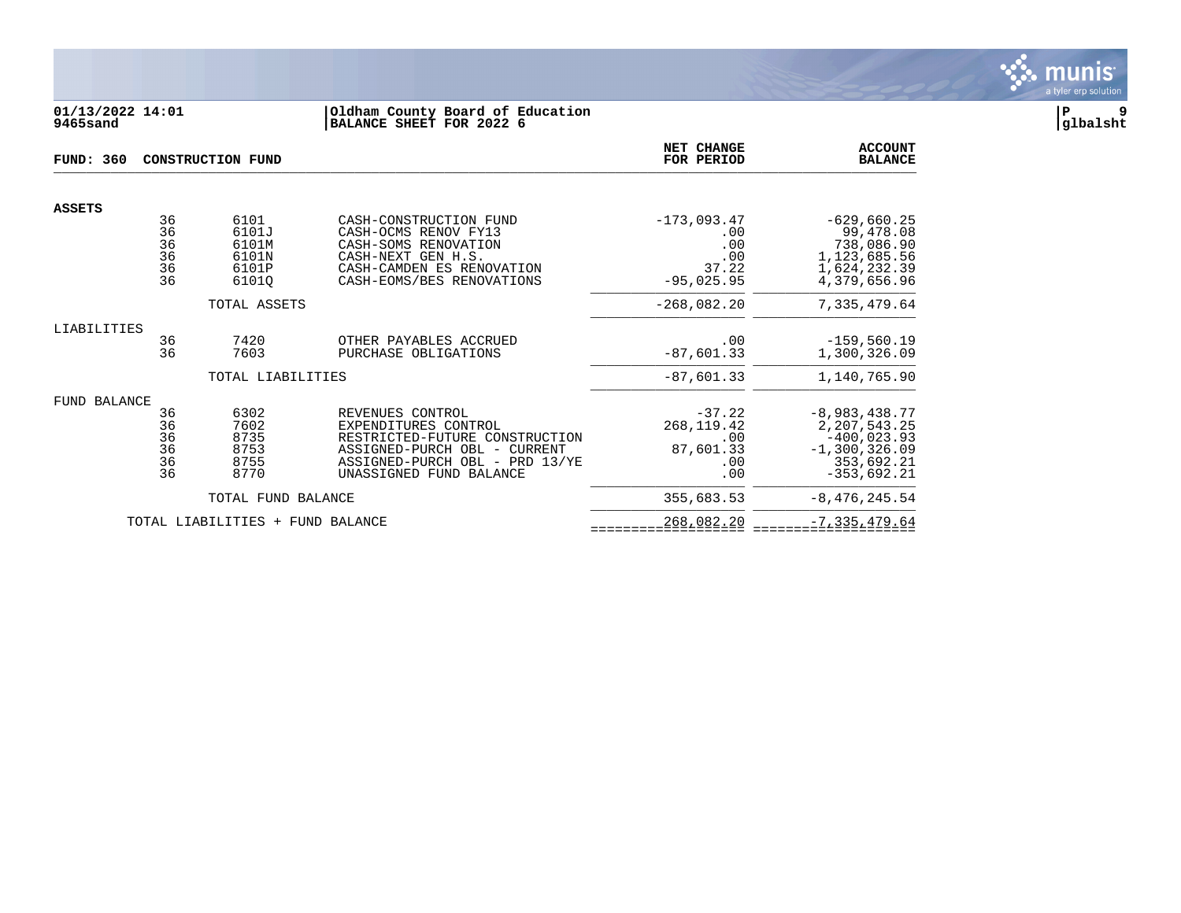**01/13/2022 14:01** | **Oldham County Board of Education**
**9465sand** | **BALANCE SHEET FOR 2022 6**

**glbalsht**

**FUND: 360 CONSTRUCTION FUND**

| | | | | NET CHANGE FOR PERIOD | ACCOUNT BALANCE |
|---|---|---|---|---|---|
| **ASSETS** | | | | | |
| | 36 | 6101 | CASH-CONSTRUCTION FUND | -173,093.47 | -629,660.25 |
| | 36 | 6101J | CASH-OCMS RENOV FY13 | .00 | 99,478.08 |
| | 36 | 6101M | CASH-SOMS RENOVATION | .00 | 738,086.90 |
| | 36 | 6101N | CASH-NEXT GEN H.S. | .00 | 1,123,685.56 |
| | 36 | 6101P | CASH-CAMDEN ES RENOVATION | 37.22 | 1,624,232.39 |
| | 36 | 6101Q | CASH-EOMS/BES RENOVATIONS | -95,025.95 | 4,379,656.96 |
| | | TOTAL ASSETS | | -268,082.20 | 7,335,479.64 |
| LIABILITIES | | | | | |
| | 36 | 7420 | OTHER PAYABLES ACCRUED | .00 | -159,560.19 |
| | 36 | 7603 | PURCHASE OBLIGATIONS | -87,601.33 | 1,300,326.09 |
| | | TOTAL LIABILITIES | | -87,601.33 | 1,140,765.90 |
| FUND BALANCE | | | | | |
| | 36 | 6302 | REVENUES CONTROL | -37.22 | -8,983,438.77 |
| | 36 | 7602 | EXPENDITURES CONTROL | 268,119.42 | 2,207,543.25 |
| | 36 | 8735 | RESTRICTED-FUTURE CONSTRUCTION | .00 | -400,023.93 |
| | 36 | 8753 | ASSIGNED-PURCH OBL - CURRENT | 87,601.33 | -1,300,326.09 |
| | 36 | 8755 | ASSIGNED-PURCH OBL - PRD 13/YE | .00 | 353,692.21 |
| | 36 | 8770 | UNASSIGNED FUND BALANCE | .00 | -353,692.21 |
| | | TOTAL FUND BALANCE | | 355,683.53 | -8,476,245.54 |
| | TOTAL LIABILITIES + FUND BALANCE | | | 268,082.20 | -7,335,479.64 |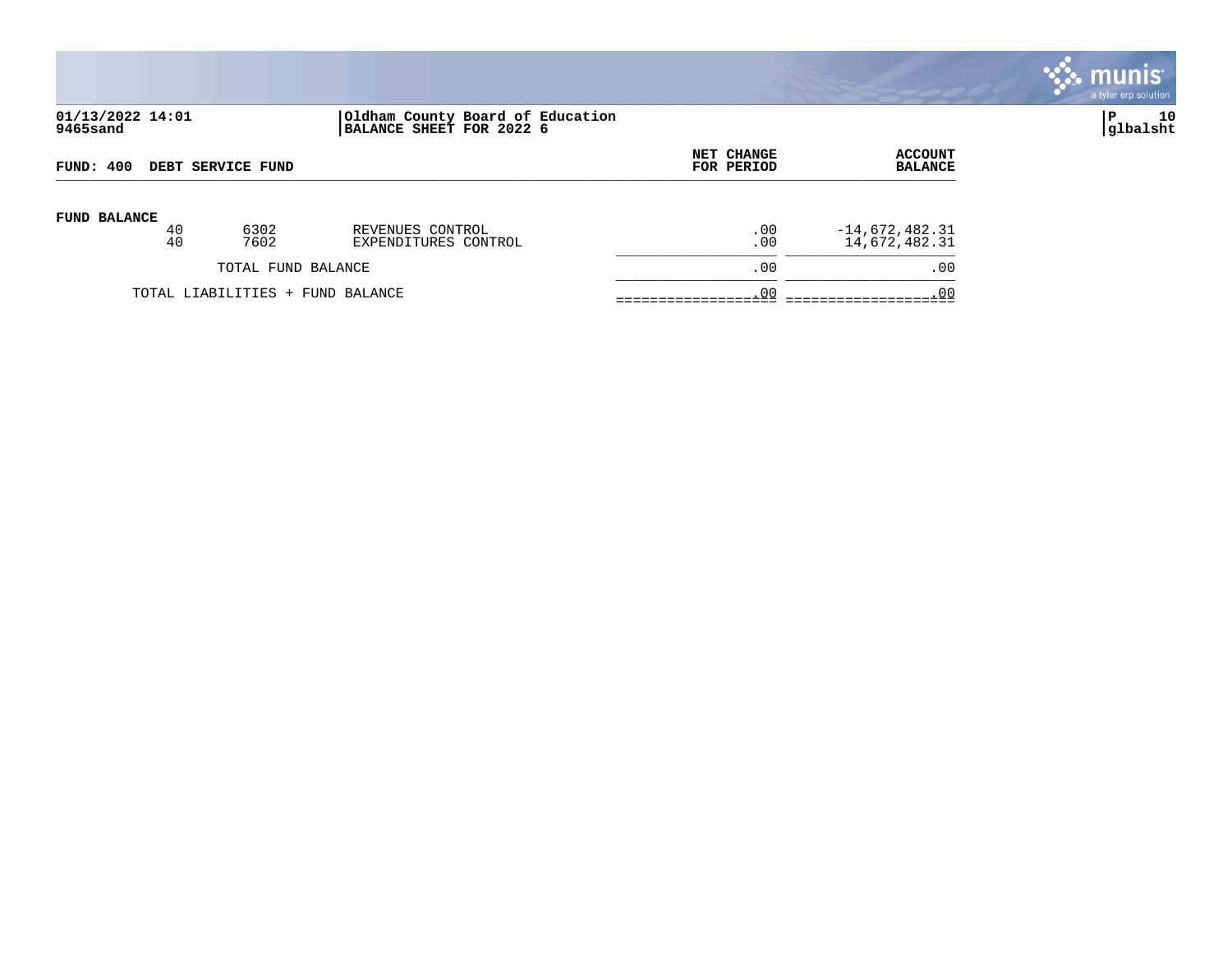**01/13/2022 14:01**
**9465sand**

**Oldham County Board of Education**
**BALANCE SHEET FOR 2022 6**

**P 10**
**glbalsht**

| FUND: 400 DEBT SERVICE FUND | | | | NET CHANGE FOR PERIOD | ACCOUNT BALANCE |
|---|---|---|---|---|---|
| **FUND BALANCE** | | | | | |
| | 40 | 6302 | REVENUES CONTROL | .00 | -14,672,482.31 |
| | 40 | 7602 | EXPENDITURES CONTROL | .00 | 14,672,482.31 |
| | | TOTAL FUND BALANCE | | .00 | .00 |
| | TOTAL LIABILITIES + FUND BALANCE | | | .00 | .00 |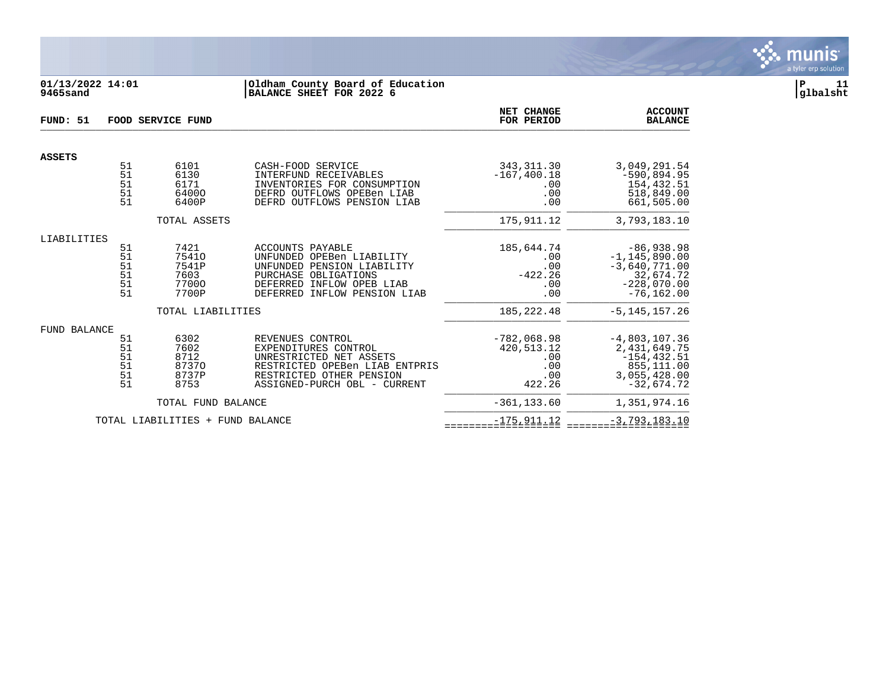**01/13/2022 14:01**
**9465sand**

**Oldham County Board of Education**
**BALANCE SHEET FOR 2022 6**

**FUND: 51 FOOD SERVICE FUND**

| | | | | NET CHANGE FOR PERIOD | ACCOUNT BALANCE |
|---|---|---|---|---|---|
| **ASSETS** | | | | | |
| | 51 | 6101 | CASH-FOOD SERVICE | 343,311.30 | 3,049,291.54 |
| | 51 | 6130 | INTERFUND RECEIVABLES | -167,400.18 | -590,894.95 |
| | 51 | 6171 | INVENTORIES FOR CONSUMPTION | .00 | 154,432.51 |
| | 51 | 6400O | DEFRD OUTFLOWS OPEBen LIAB | .00 | 518,849.00 |
| | 51 | 6400P | DEFRD OUTFLOWS PENSION LIAB | .00 | 661,505.00 |
| | | TOTAL ASSETS | | 175,911.12 | 3,793,183.10 |
| LIABILITIES | | | | | |
| | 51 | 7421 | ACCOUNTS PAYABLE | 185,644.74 | -86,938.98 |
| | 51 | 7541O | UNFUNDED OPEBen LIABILITY | .00 | -1,145,890.00 |
| | 51 | 7541P | UNFUNDED PENSION LIABILITY | .00 | -3,640,771.00 |
| | 51 | 7603 | PURCHASE OBLIGATIONS | -422.26 | 32,674.72 |
| | 51 | 7700O | DEFERRED INFLOW OPEB LIAB | .00 | -228,070.00 |
| | 51 | 7700P | DEFERRED INFLOW PENSION LIAB | .00 | -76,162.00 |
| | | TOTAL LIABILITIES | | 185,222.48 | -5,145,157.26 |
| FUND BALANCE | | | | | |
| | 51 | 6302 | REVENUES CONTROL | -782,068.98 | -4,803,107.36 |
| | 51 | 7602 | EXPENDITURES CONTROL | 420,513.12 | 2,431,649.75 |
| | 51 | 8712 | UNRESTRICTED NET ASSETS | .00 | -154,432.51 |
| | 51 | 8737O | RESTRICTED OPEBen LIAB ENTPRIS | .00 | 855,111.00 |
| | 51 | 8737P | RESTRICTED OTHER PENSION | .00 | 3,055,428.00 |
| | 51 | 8753 | ASSIGNED-PURCH OBL - CURRENT | 422.26 | -32,674.72 |
| | | TOTAL FUND BALANCE | | -361,133.60 | 1,351,974.16 |
| | TOTAL LIABILITIES + FUND BALANCE | | | -175,911.12 | -3,793,183.10 |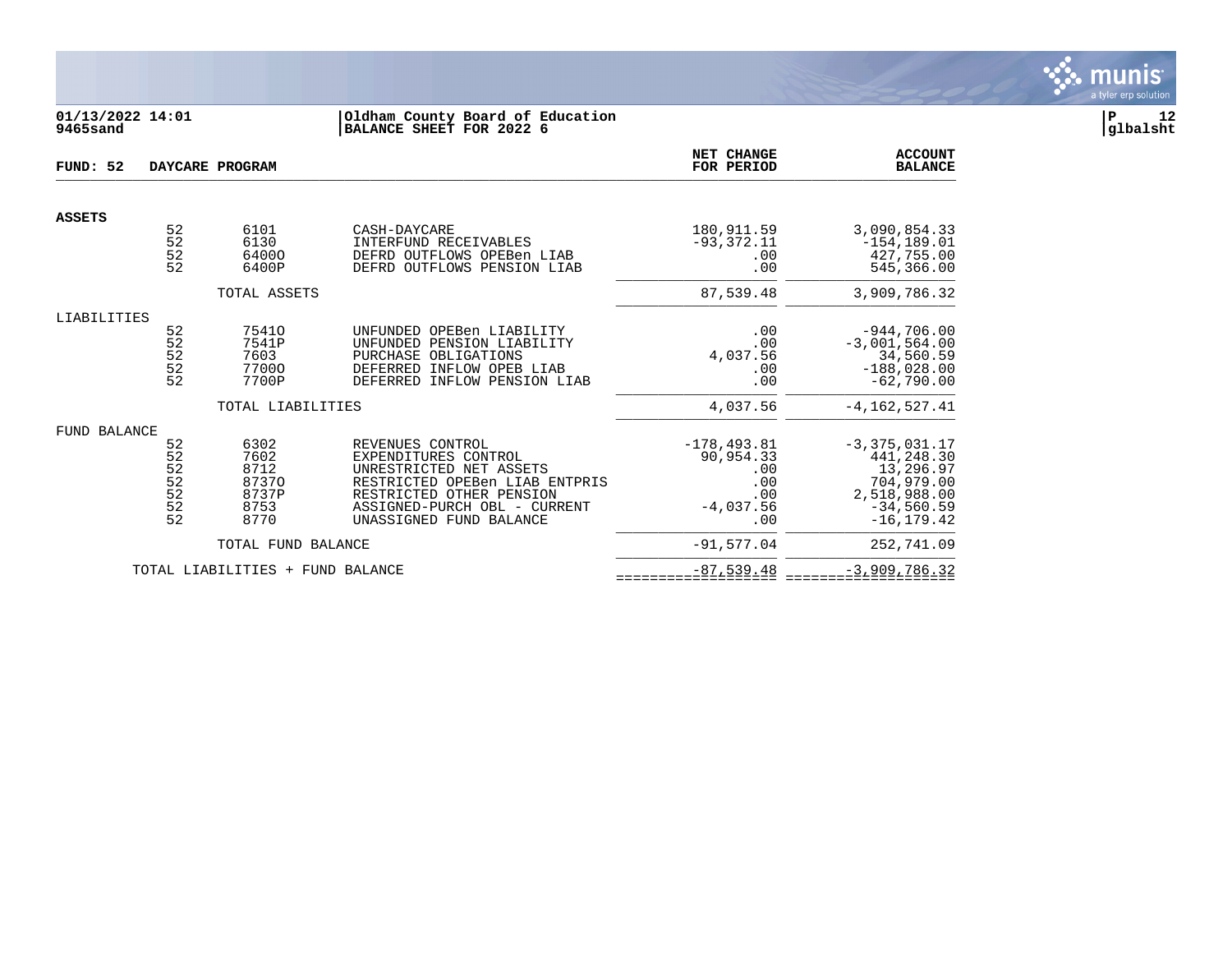01/13/2022 14:01 | Oldham County Board of Education
9465sand | BALANCE SHEET FOR 2022 6

glbalsht

**FUND: 52 DAYCARE PROGRAM**

| | | | | NET CHANGE FOR PERIOD | ACCOUNT BALANCE |
|---|---|---|---|---|---|
| **ASSETS** | | | | | |
| | 52 | 6101 | CASH-DAYCARE | 180,911.59 | 3,090,854.33 |
| | 52 | 6130 | INTERFUND RECEIVABLES | -93,372.11 | -154,189.01 |
| | 52 | 6400O | DEFRD OUTFLOWS OPEBen LIAB | .00 | 427,755.00 |
| | 52 | 6400P | DEFRD OUTFLOWS PENSION LIAB | .00 | 545,366.00 |
| | | TOTAL ASSETS | | 87,539.48 | 3,909,786.32 |
| LIABILITIES | | | | | |
| | 52 | 7541O | UNFUNDED OPEBen LIABILITY | .00 | -944,706.00 |
| | 52 | 7541P | UNFUNDED PENSION LIABILITY | .00 | -3,001,564.00 |
| | 52 | 7603 | PURCHASE OBLIGATIONS | 4,037.56 | 34,560.59 |
| | 52 | 7700O | DEFERRED INFLOW OPEB LIAB | .00 | -188,028.00 |
| | 52 | 7700P | DEFERRED INFLOW PENSION LIAB | .00 | -62,790.00 |
| | | TOTAL LIABILITIES | | 4,037.56 | -4,162,527.41 |
| FUND BALANCE | | | | | |
| | 52 | 6302 | REVENUES CONTROL | -178,493.81 | -3,375,031.17 |
| | 52 | 7602 | EXPENDITURES CONTROL | 90,954.33 | 441,248.30 |
| | 52 | 8712 | UNRESTRICTED NET ASSETS | .00 | 13,296.97 |
| | 52 | 8737O | RESTRICTED OPEBen LIAB ENTPRIS | .00 | 704,979.00 |
| | 52 | 8737P | RESTRICTED OTHER PENSION | .00 | 2,518,988.00 |
| | 52 | 8753 | ASSIGNED-PURCH OBL - CURRENT | -4,037.56 | -34,560.59 |
| | 52 | 8770 | UNASSIGNED FUND BALANCE | .00 | -16,179.42 |
| | | TOTAL FUND BALANCE | | -91,577.04 | 252,741.09 |
| | TOTAL LIABILITIES + FUND BALANCE | | | -87,539.48 | -3,909,786.32 |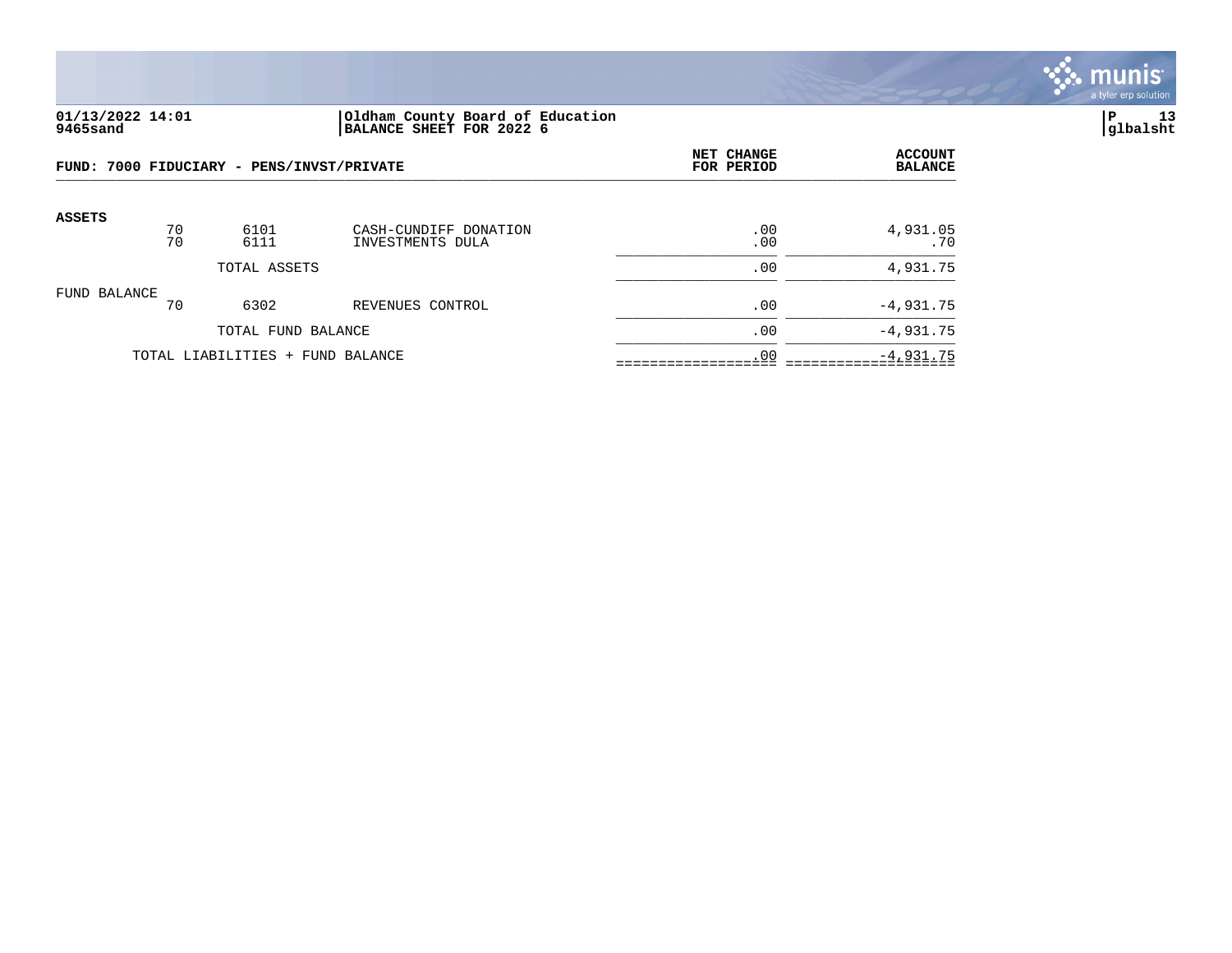**01/13/2022 14:01** | **Oldham County Board of Education**
**9465sand** | **BALANCE SHEET FOR 2022 6**

**glbalsht**

| FUND: 7000 FIDUCIARY - PENS/INVST/PRIVATE | | | | NET CHANGE FOR PERIOD | ACCOUNT BALANCE |
|---|---|---|---|---|---|
| **ASSETS** | | | | | |
| | 70 | 6101 | CASH-CUNDIFF DONATION | .00 | 4,931.05 |
| | 70 | 6111 | INVESTMENTS DULA | .00 | .70 |
| | | TOTAL ASSETS | | .00 | 4,931.75 |
| FUND BALANCE | | | | | |
| | 70 | 6302 | REVENUES CONTROL | .00 | -4,931.75 |
| | | TOTAL FUND BALANCE | | .00 | -4,931.75 |
| | TOTAL LIABILITIES + FUND BALANCE | | | .00 | -4,931.75 |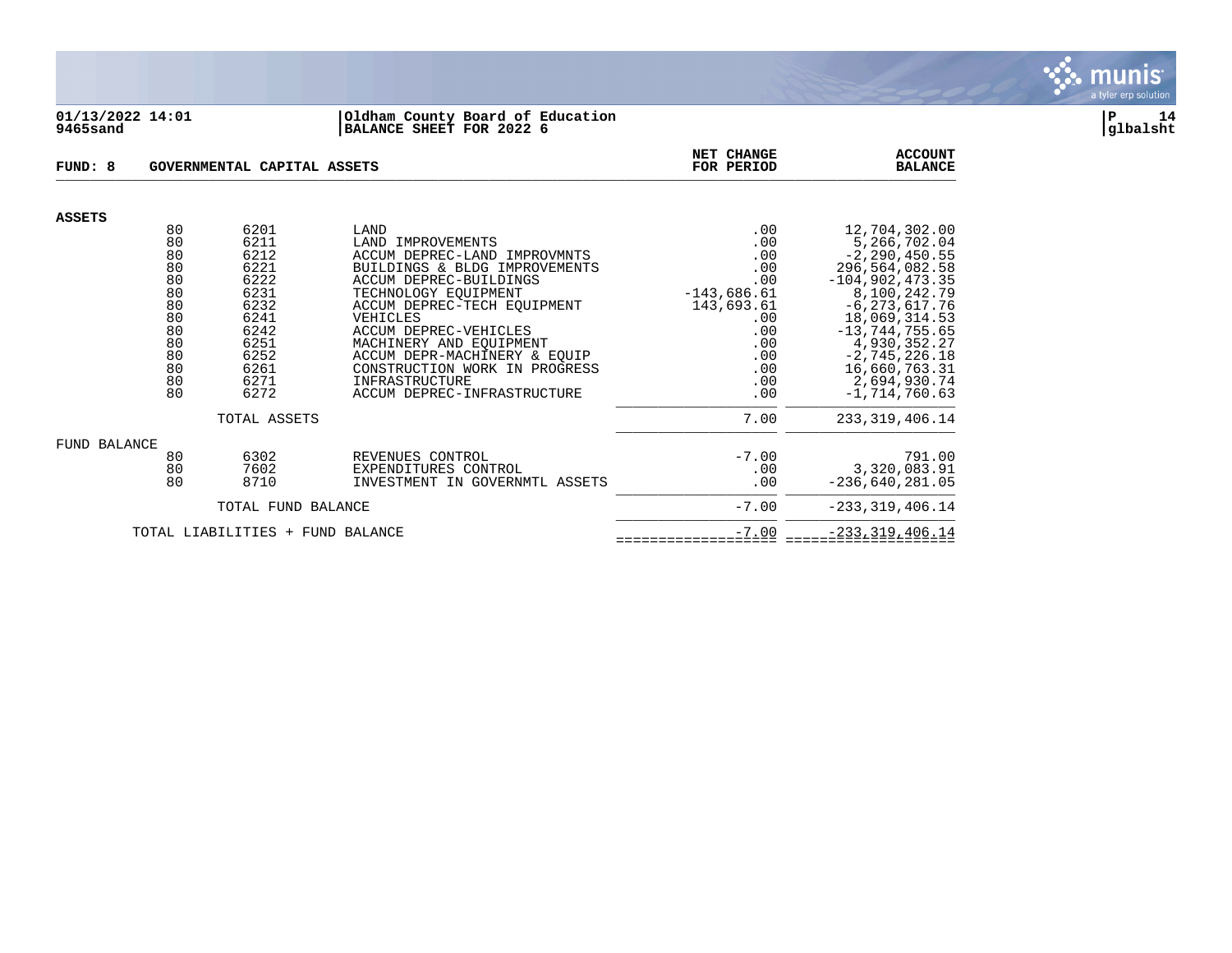01/13/2022 14:01
9465sand

Oldham County Board of Education
BALANCE SHEET FOR 2022 6

P 14
glbalsht

**FUND: 8 GOVERNMENTAL CAPITAL ASSETS**

| | | | | NET CHANGE FOR PERIOD | ACCOUNT BALANCE |
|---|---|---|---|---|---|
| **ASSETS** | | | | | |
| | 80 | 6201 | LAND | .00 | 12,704,302.00 |
| | 80 | 6211 | LAND IMPROVEMENTS | .00 | 5,266,702.04 |
| | 80 | 6212 | ACCUM DEPREC-LAND IMPROVMNTS | .00 | -2,290,450.55 |
| | 80 | 6221 | BUILDINGS & BLDG IMPROVEMENTS | .00 | 296,564,082.58 |
| | 80 | 6222 | ACCUM DEPREC-BUILDINGS | .00 | -104,902,473.35 |
| | 80 | 6231 | TECHNOLOGY EQUIPMENT | -143,686.61 | 8,100,242.79 |
| | 80 | 6232 | ACCUM DEPREC-TECH EQUIPMENT | 143,693.61 | -6,273,617.76 |
| | 80 | 6241 | VEHICLES | .00 | 18,069,314.53 |
| | 80 | 6242 | ACCUM DEPREC-VEHICLES | .00 | -13,744,755.65 |
| | 80 | 6251 | MACHINERY AND EQUIPMENT | .00 | 4,930,352.27 |
| | 80 | 6252 | ACCUM DEPR-MACHINERY & EQUIP | .00 | -2,745,226.18 |
| | 80 | 6261 | CONSTRUCTION WORK IN PROGRESS | .00 | 16,660,763.31 |
| | 80 | 6271 | INFRASTRUCTURE | .00 | 2,694,930.74 |
| | 80 | 6272 | ACCUM DEPREC-INFRASTRUCTURE | .00 | -1,714,760.63 |
| | | TOTAL ASSETS | | 7.00 | 233,319,406.14 |
| FUND BALANCE | | | | | |
| | 80 | 6302 | REVENUES CONTROL | -7.00 | 791.00 |
| | 80 | 7602 | EXPENDITURES CONTROL | .00 | 3,320,083.91 |
| | 80 | 8710 | INVESTMENT IN GOVERNMTL ASSETS | .00 | -236,640,281.05 |
| | | TOTAL FUND BALANCE | | -7.00 | -233,319,406.14 |
| | TOTAL LIABILITIES + FUND BALANCE | | | -7.00 | -233,319,406.14 |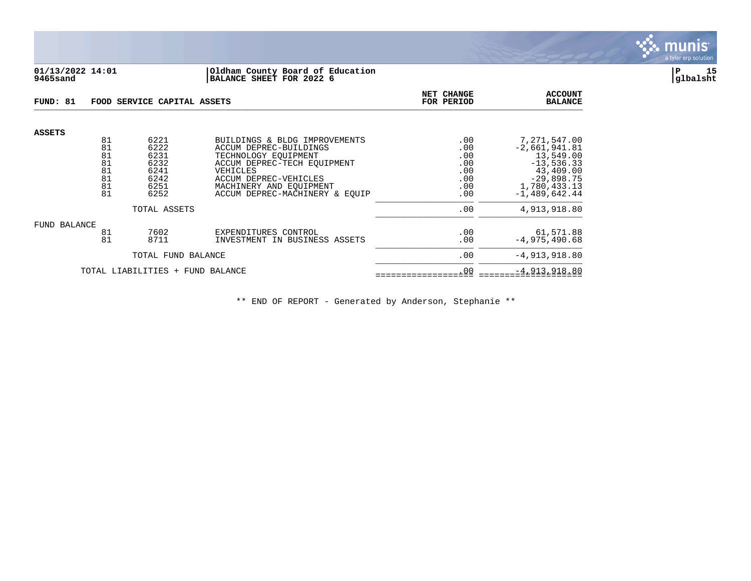01/13/2022 14:01
9465sand

Oldham County Board of Education
BALANCE SHEET FOR 2022 6

P 15
glbalsht

| FUND: 81 | FOOD SERVICE CAPITAL ASSETS | | | NET CHANGE FOR PERIOD | ACCOUNT BALANCE |
|---|---|---|---|---|---|
| **ASSETS** | | | | | |
| | 81 | 6221 | BUILDINGS & BLDG IMPROVEMENTS | .00 | 7,271,547.00 |
| | 81 | 6222 | ACCUM DEPREC-BUILDINGS | .00 | -2,661,941.81 |
| | 81 | 6231 | TECHNOLOGY EQUIPMENT | .00 | 13,549.00 |
| | 81 | 6232 | ACCUM DEPREC-TECH EQUIPMENT | .00 | -13,536.33 |
| | 81 | 6241 | VEHICLES | .00 | 43,409.00 |
| | 81 | 6242 | ACCUM DEPREC-VEHICLES | .00 | -29,898.75 |
| | 81 | 6251 | MACHINERY AND EQUIPMENT | .00 | 1,780,433.13 |
| | 81 | 6252 | ACCUM DEPREC-MACHINERY & EQUIP | .00 | -1,489,642.44 |
| | | TOTAL ASSETS | | .00 | 4,913,918.80 |
| FUND BALANCE | | | | | |
| | 81 | 7602 | EXPENDITURES CONTROL | .00 | 61,571.88 |
| | 81 | 8711 | INVESTMENT IN BUSINESS ASSETS | .00 | -4,975,490.68 |
| | | TOTAL FUND BALANCE | | .00 | -4,913,918.80 |
| | TOTAL LIABILITIES + FUND BALANCE | | | .00 | -4,913,918.80 |

** END OF REPORT - Generated by Anderson, Stephanie **